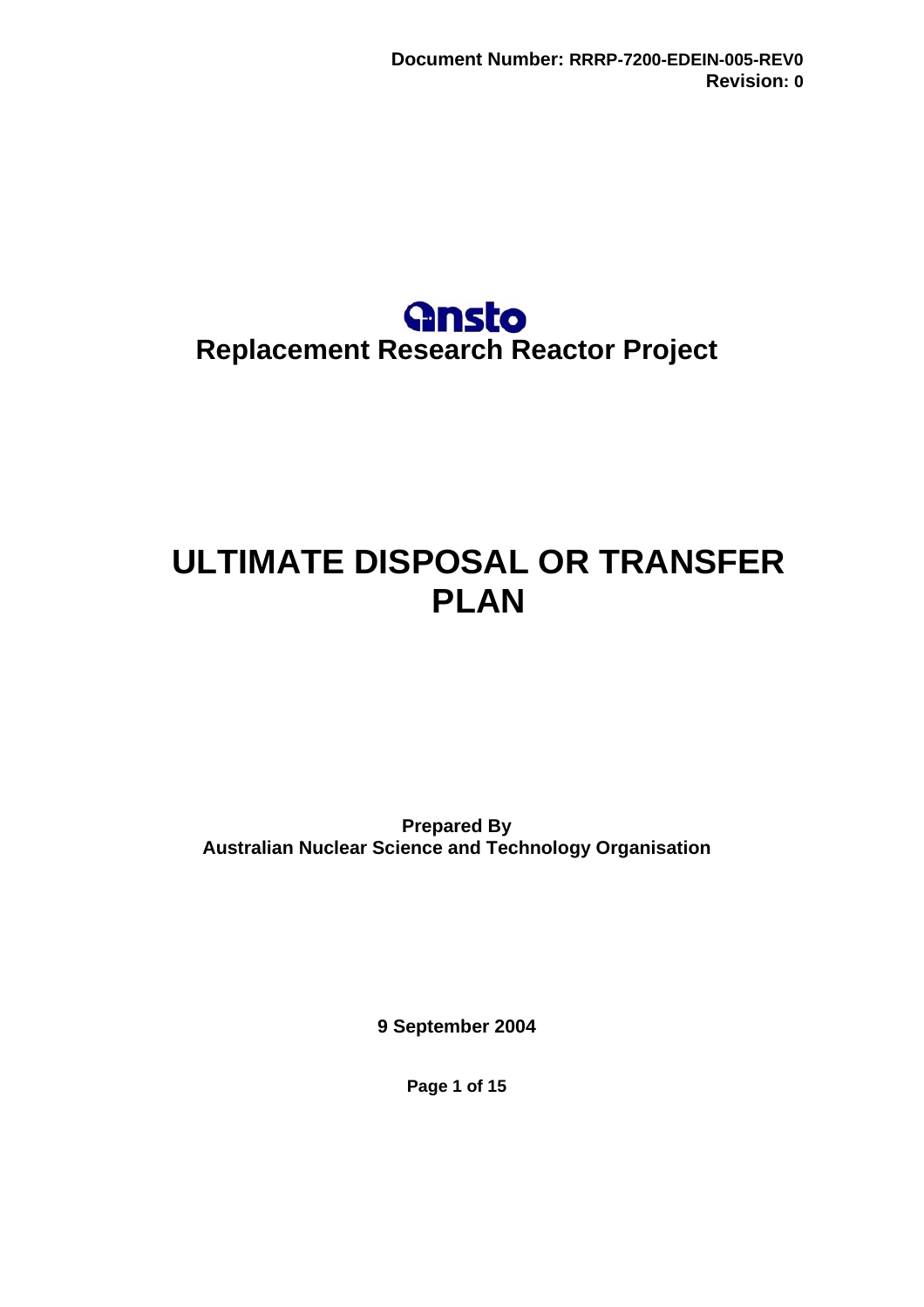**Document Number: RRRP-7200-EDEIN-005-REV0**
**Revision: 0**

ansto

**Replacement Research Reactor Project**

# ULTIMATE DISPOSAL OR TRANSFER PLAN

**Prepared By**
**Australian Nuclear Science and Technology Organisation**

**9 September 2004**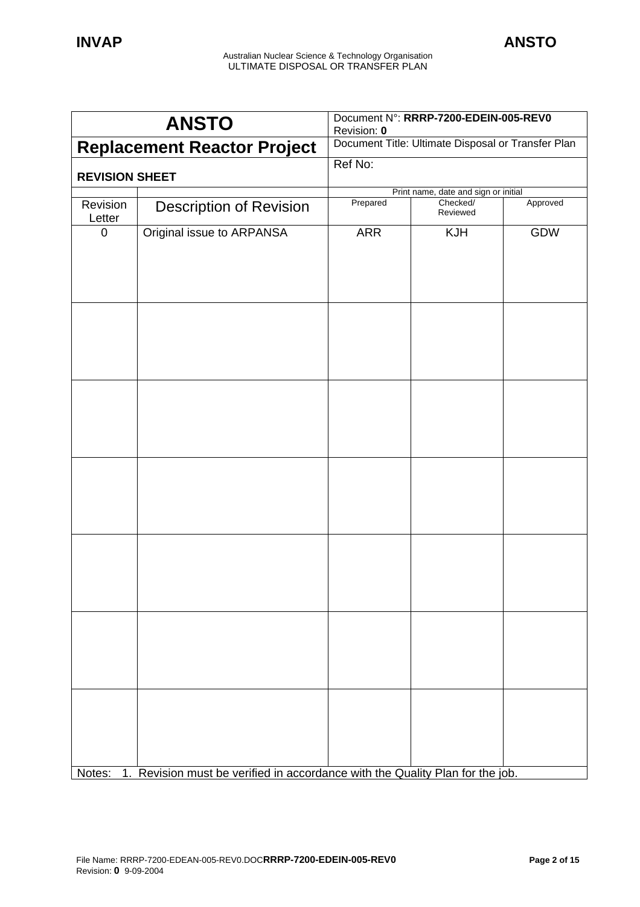| ANSTO | | Document N°: **RRRP-7200-EDEIN-005-REV0** Revision: **0** | | |
|---|---|---|---|---|
| **Replacement Reactor Project** | | Document Title: Ultimate Disposal or Transfer Plan | | |
| **REVISION SHEET** | | Ref No: | | |
| | | Print name, date and sign or initial | | |
| Revision Letter | Description of Revision | Prepared | Checked/ Reviewed | Approved |
| 0 | Original issue to ARPANSA | ARR | KJH | GDW |
| | | | | |
| | | | | |
| | | | | |
| | | | | |
| | | | | |
| | | | | |

Notes: 1. Revision must be verified in accordance with the Quality Plan for the job.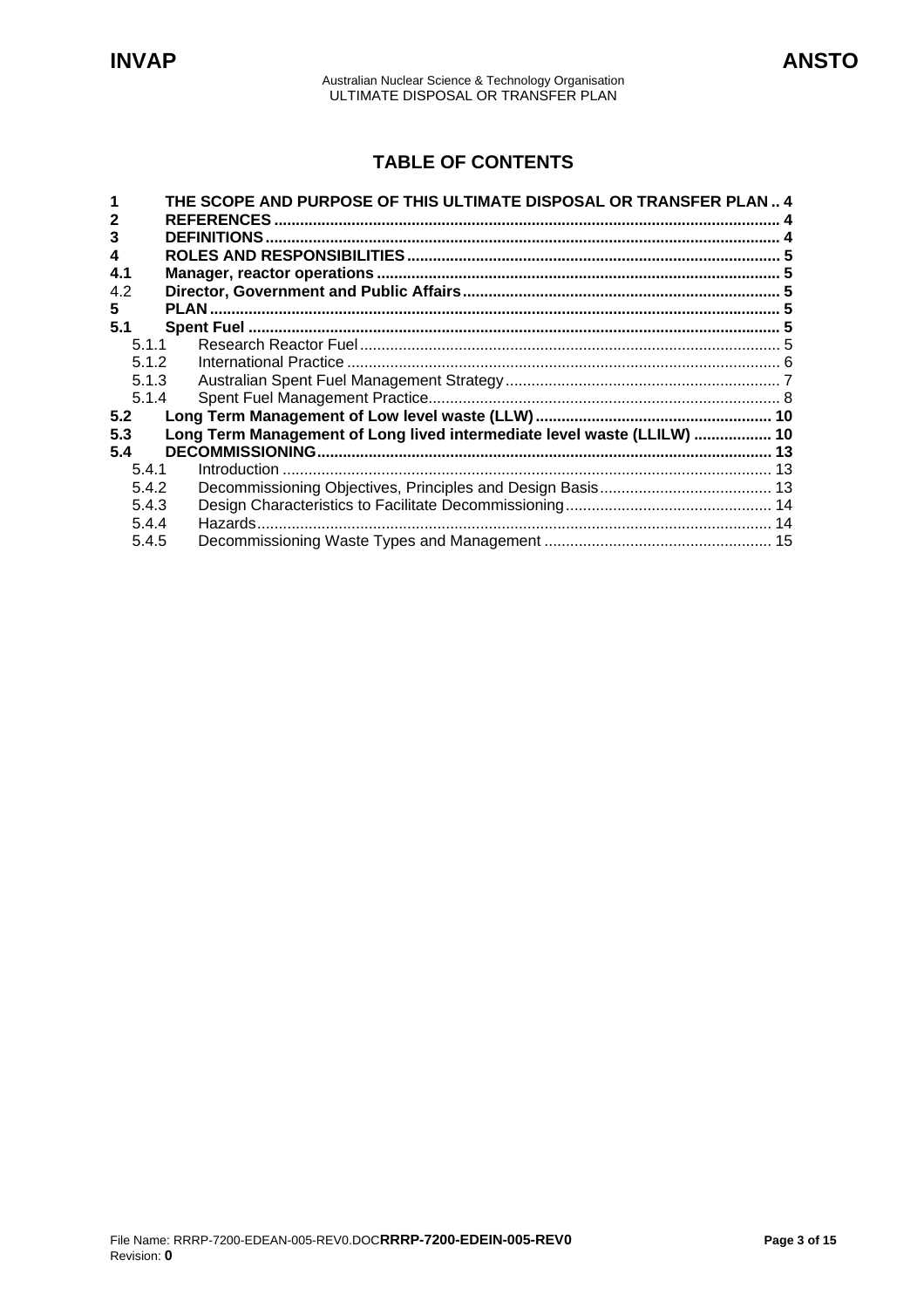# TABLE OF CONTENTS

| | | |
|---|---|---|
| **1** | **THE SCOPE AND PURPOSE OF THIS ULTIMATE DISPOSAL OR TRANSFER PLAN** | **4** |
| **2** | **REFERENCES** | **4** |
| **3** | **DEFINITIONS** | **4** |
| **4** | **ROLES AND RESPONSIBILITIES** | **5** |
| **4.1** | **Manager, reactor operations** | **5** |
| 4.2 | **Director, Government and Public Affairs** | **5** |
| **5** | **PLAN** | **5** |
| **5.1** | **Spent Fuel** | **5** |
| 5.1.1 | Research Reactor Fuel | 5 |
| 5.1.2 | International Practice | 6 |
| 5.1.3 | Australian Spent Fuel Management Strategy | 7 |
| 5.1.4 | Spent Fuel Management Practice | 8 |
| **5.2** | **Long Term Management of Low level waste (LLW)** | **10** |
| **5.3** | **Long Term Management of Long lived intermediate level waste (LLILW)** | **10** |
| **5.4** | **DECOMMISSIONING** | **13** |
| 5.4.1 | Introduction | 13 |
| 5.4.2 | Decommissioning Objectives, Principles and Design Basis | 13 |
| 5.4.3 | Design Characteristics to Facilitate Decommissioning | 14 |
| 5.4.4 | Hazards | 14 |
| 5.4.5 | Decommissioning Waste Types and Management | 15 |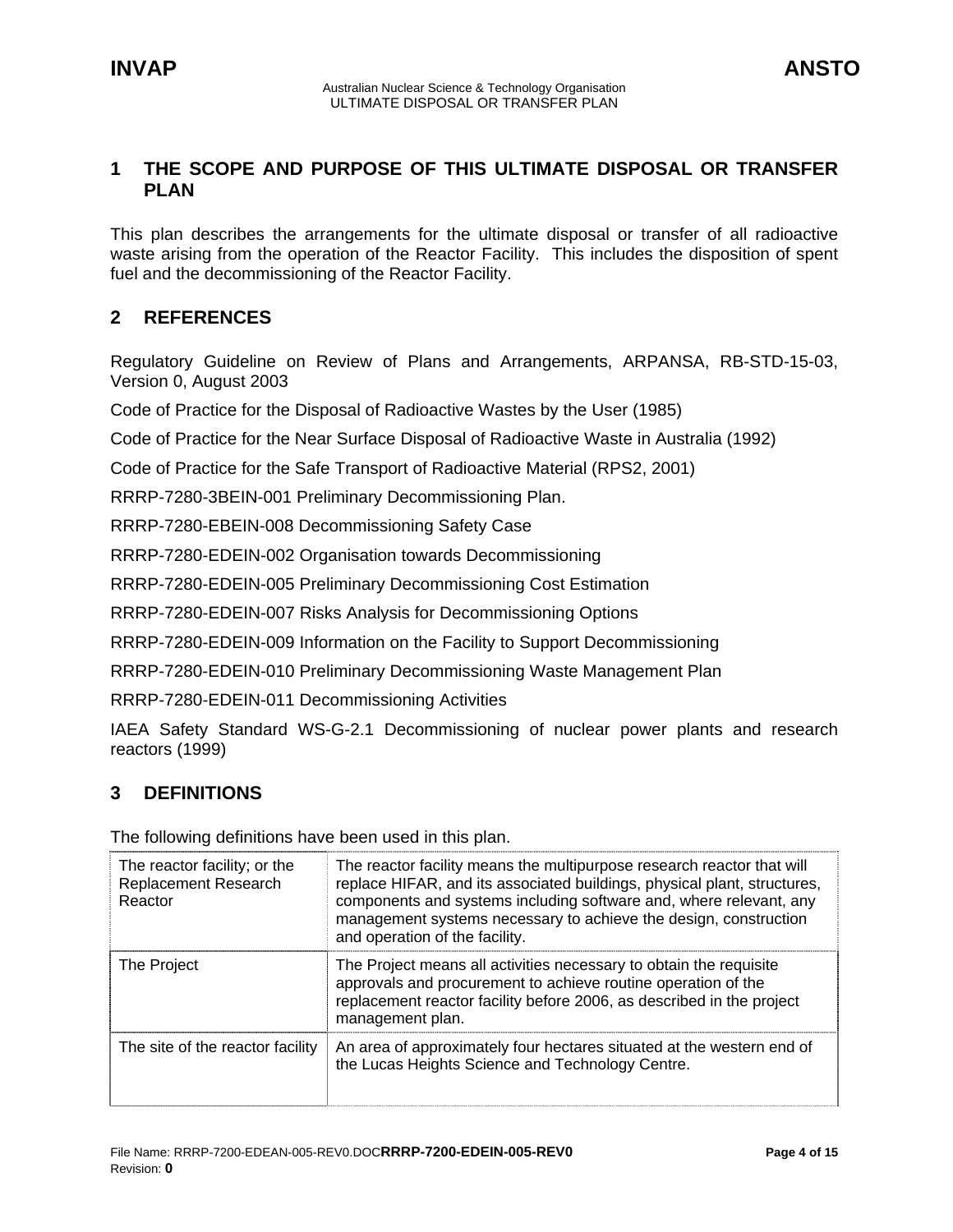## 1 THE SCOPE AND PURPOSE OF THIS ULTIMATE DISPOSAL OR TRANSFER PLAN

This plan describes the arrangements for the ultimate disposal or transfer of all radioactive waste arising from the operation of the Reactor Facility. This includes the disposition of spent fuel and the decommissioning of the Reactor Facility.

## 2 REFERENCES

Regulatory Guideline on Review of Plans and Arrangements, ARPANSA, RB-STD-15-03, Version 0, August 2003

Code of Practice for the Disposal of Radioactive Wastes by the User (1985)

Code of Practice for the Near Surface Disposal of Radioactive Waste in Australia (1992)

Code of Practice for the Safe Transport of Radioactive Material (RPS2, 2001)

RRRP-7280-3BEIN-001 Preliminary Decommissioning Plan.

RRRP-7280-EBEIN-008 Decommissioning Safety Case

RRRP-7280-EDEIN-002 Organisation towards Decommissioning

RRRP-7280-EDEIN-005 Preliminary Decommissioning Cost Estimation

RRRP-7280-EDEIN-007 Risks Analysis for Decommissioning Options

RRRP-7280-EDEIN-009 Information on the Facility to Support Decommissioning

RRRP-7280-EDEIN-010 Preliminary Decommissioning Waste Management Plan

RRRP-7280-EDEIN-011 Decommissioning Activities

IAEA Safety Standard WS-G-2.1 Decommissioning of nuclear power plants and research reactors (1999)

## 3 DEFINITIONS

The following definitions have been used in this plan.

| Term | Definition |
|---|---|
| The reactor facility; or the Replacement Research Reactor | The reactor facility means the multipurpose research reactor that will replace HIFAR, and its associated buildings, physical plant, structures, components and systems including software and, where relevant, any management systems necessary to achieve the design, construction and operation of the facility. |
| The Project | The Project means all activities necessary to obtain the requisite approvals and procurement to achieve routine operation of the replacement reactor facility before 2006, as described in the project management plan. |
| The site of the reactor facility | An area of approximately four hectares situated at the western end of the Lucas Heights Science and Technology Centre. |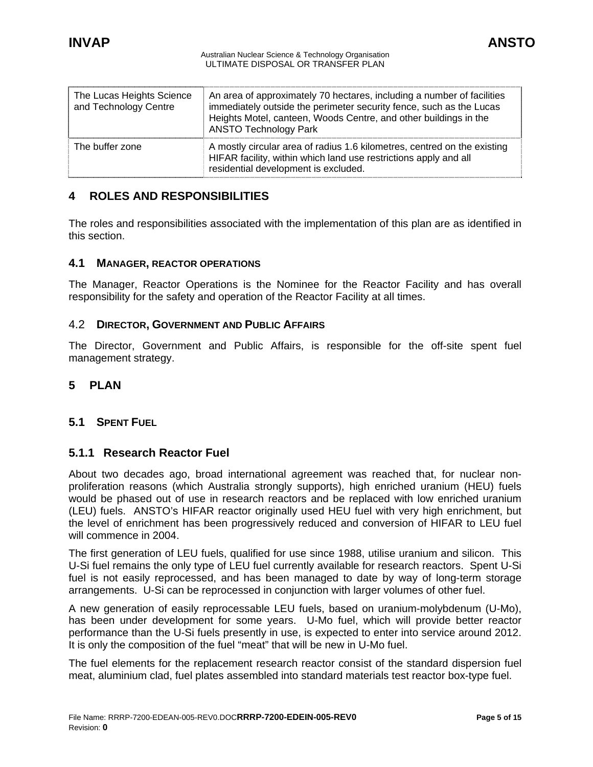| The Lucas Heights Science and Technology Centre | An area of approximately 70 hectares, including a number of facilities immediately outside the perimeter security fence, such as the Lucas Heights Motel, canteen, Woods Centre, and other buildings in the ANSTO Technology Park |
|---|---|
| The buffer zone | A mostly circular area of radius 1.6 kilometres, centred on the existing HIFAR facility, within which land use restrictions apply and all residential development is excluded. |

# 4 ROLES AND RESPONSIBILITIES

The roles and responsibilities associated with the implementation of this plan are as identified in this section.

## 4.1 MANAGER, REACTOR OPERATIONS

The Manager, Reactor Operations is the Nominee for the Reactor Facility and has overall responsibility for the safety and operation of the Reactor Facility at all times.

## 4.2 DIRECTOR, GOVERNMENT AND PUBLIC AFFAIRS

The Director, Government and Public Affairs, is responsible for the off-site spent fuel management strategy.

# 5 PLAN

## 5.1 SPENT FUEL

### 5.1.1 Research Reactor Fuel

About two decades ago, broad international agreement was reached that, for nuclear non-proliferation reasons (which Australia strongly supports), high enriched uranium (HEU) fuels would be phased out of use in research reactors and be replaced with low enriched uranium (LEU) fuels. ANSTO's HIFAR reactor originally used HEU fuel with very high enrichment, but the level of enrichment has been progressively reduced and conversion of HIFAR to LEU fuel will commence in 2004.

The first generation of LEU fuels, qualified for use since 1988, utilise uranium and silicon. This U-Si fuel remains the only type of LEU fuel currently available for research reactors. Spent U-Si fuel is not easily reprocessed, and has been managed to date by way of long-term storage arrangements. U-Si can be reprocessed in conjunction with larger volumes of other fuel.

A new generation of easily reprocessable LEU fuels, based on uranium-molybdenum (U-Mo), has been under development for some years. U-Mo fuel, which will provide better reactor performance than the U-Si fuels presently in use, is expected to enter into service around 2012. It is only the composition of the fuel "meat" that will be new in U-Mo fuel.

The fuel elements for the replacement research reactor consist of the standard dispersion fuel meat, aluminium clad, fuel plates assembled into standard materials test reactor box-type fuel.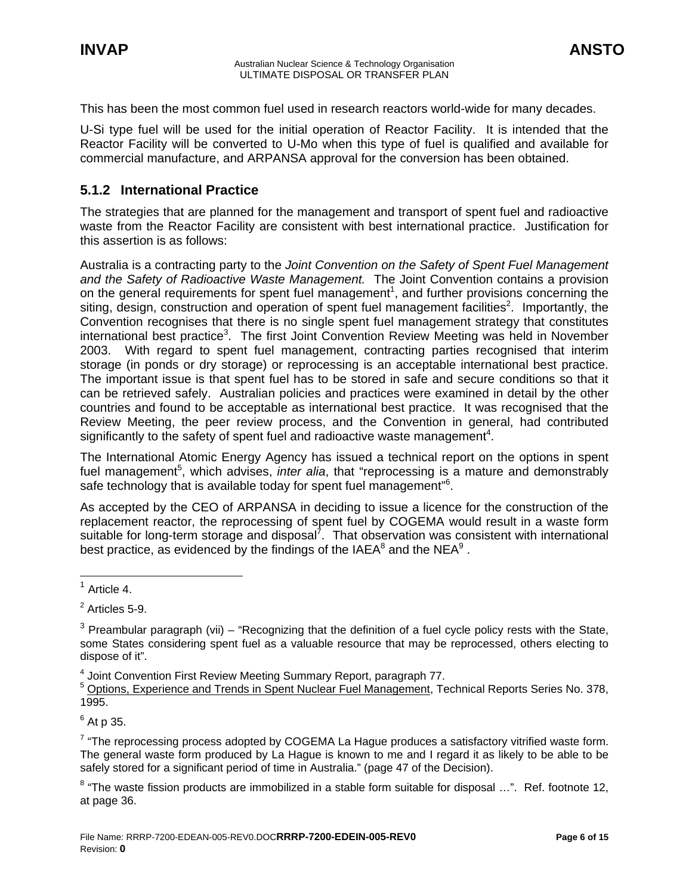This has been the most common fuel used in research reactors world-wide for many decades.

U-Si type fuel will be used for the initial operation of Reactor Facility. It is intended that the Reactor Facility will be converted to U-Mo when this type of fuel is qualified and available for commercial manufacture, and ARPANSA approval for the conversion has been obtained.

### 5.1.2 International Practice

The strategies that are planned for the management and transport of spent fuel and radioactive waste from the Reactor Facility are consistent with best international practice. Justification for this assertion is as follows:

Australia is a contracting party to the *Joint Convention on the Safety of Spent Fuel Management and the Safety of Radioactive Waste Management.* The Joint Convention contains a provision on the general requirements for spent fuel management[1], and further provisions concerning the siting, design, construction and operation of spent fuel management facilities[2]. Importantly, the Convention recognises that there is no single spent fuel management strategy that constitutes international best practice[3]. The first Joint Convention Review Meeting was held in November 2003. With regard to spent fuel management, contracting parties recognised that interim storage (in ponds or dry storage) or reprocessing is an acceptable international best practice. The important issue is that spent fuel has to be stored in safe and secure conditions so that it can be retrieved safely. Australian policies and practices were examined in detail by the other countries and found to be acceptable as international best practice. It was recognised that the Review Meeting, the peer review process, and the Convention in general, had contributed significantly to the safety of spent fuel and radioactive waste management[4].

The International Atomic Energy Agency has issued a technical report on the options in spent fuel management[5], which advises, *inter alia*, that "reprocessing is a mature and demonstrably safe technology that is available today for spent fuel management"[6].

As accepted by the CEO of ARPANSA in deciding to issue a licence for the construction of the replacement reactor, the reprocessing of spent fuel by COGEMA would result in a waste form suitable for long-term storage and disposal[7]. That observation was consistent with international best practice, as evidenced by the findings of the IAEA[8] and the NEA[9] .

---

[1] Article 4.

[2] Articles 5-9.

[3] Preambular paragraph (vii) – "Recognizing that the definition of a fuel cycle policy rests with the State, some States considering spent fuel as a valuable resource that may be reprocessed, others electing to dispose of it".

[4] Joint Convention First Review Meeting Summary Report, paragraph 77.

[5] Options, Experience and Trends in Spent Nuclear Fuel Management, Technical Reports Series No. 378, 1995.

[6] At p 35.

[7] "The reprocessing process adopted by COGEMA La Hague produces a satisfactory vitrified waste form. The general waste form produced by La Hague is known to me and I regard it as likely to be able to be safely stored for a significant period of time in Australia." (page 47 of the Decision).

[8] "The waste fission products are immobilized in a stable form suitable for disposal …". Ref. footnote 12, at page 36.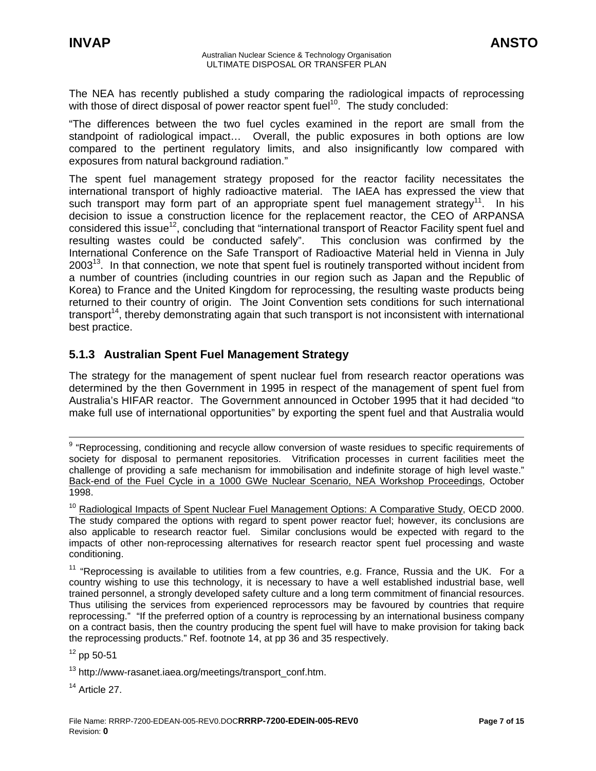The NEA has recently published a study comparing the radiological impacts of reprocessing with those of direct disposal of power reactor spent fuel[10]. The study concluded:

"The differences between the two fuel cycles examined in the report are small from the standpoint of radiological impact… Overall, the public exposures in both options are low compared to the pertinent regulatory limits, and also insignificantly low compared with exposures from natural background radiation."

The spent fuel management strategy proposed for the reactor facility necessitates the international transport of highly radioactive material. The IAEA has expressed the view that such transport may form part of an appropriate spent fuel management strategy[11]. In his decision to issue a construction licence for the replacement reactor, the CEO of ARPANSA considered this issue[12], concluding that "international transport of Reactor Facility spent fuel and resulting wastes could be conducted safely". This conclusion was confirmed by the International Conference on the Safe Transport of Radioactive Material held in Vienna in July 2003[13]. In that connection, we note that spent fuel is routinely transported without incident from a number of countries (including countries in our region such as Japan and the Republic of Korea) to France and the United Kingdom for reprocessing, the resulting waste products being returned to their country of origin. The Joint Convention sets conditions for such international transport[14], thereby demonstrating again that such transport is not inconsistent with international best practice.

### 5.1.3 Australian Spent Fuel Management Strategy

The strategy for the management of spent nuclear fuel from research reactor operations was determined by the then Government in 1995 in respect of the management of spent fuel from Australia's HIFAR reactor. The Government announced in October 1995 that it had decided "to make full use of international opportunities" by exporting the spent fuel and that Australia would

---

[9] "Reprocessing, conditioning and recycle allow conversion of waste residues to specific requirements of society for disposal to permanent repositories. Vitrification processes in current facilities meet the challenge of providing a safe mechanism for immobilisation and indefinite storage of high level waste." Back-end of the Fuel Cycle in a 1000 GWe Nuclear Scenario, NEA Workshop Proceedings, October 1998.

[10] Radiological Impacts of Spent Nuclear Fuel Management Options: A Comparative Study, OECD 2000. The study compared the options with regard to spent power reactor fuel; however, its conclusions are also applicable to research reactor fuel. Similar conclusions would be expected with regard to the impacts of other non-reprocessing alternatives for research reactor spent fuel processing and waste conditioning.

[11] "Reprocessing is available to utilities from a few countries, e.g. France, Russia and the UK. For a country wishing to use this technology, it is necessary to have a well established industrial base, well trained personnel, a strongly developed safety culture and a long term commitment of financial resources. Thus utilising the services from experienced reprocessors may be favoured by countries that require reprocessing." "If the preferred option of a country is reprocessing by an international business company on a contract basis, then the country producing the spent fuel will have to make provision for taking back the reprocessing products." Ref. footnote 14, at pp 36 and 35 respectively.

[12] pp 50-51

[13] http://www-rasanet.iaea.org/meetings/transport_conf.htm.

[14] Article 27.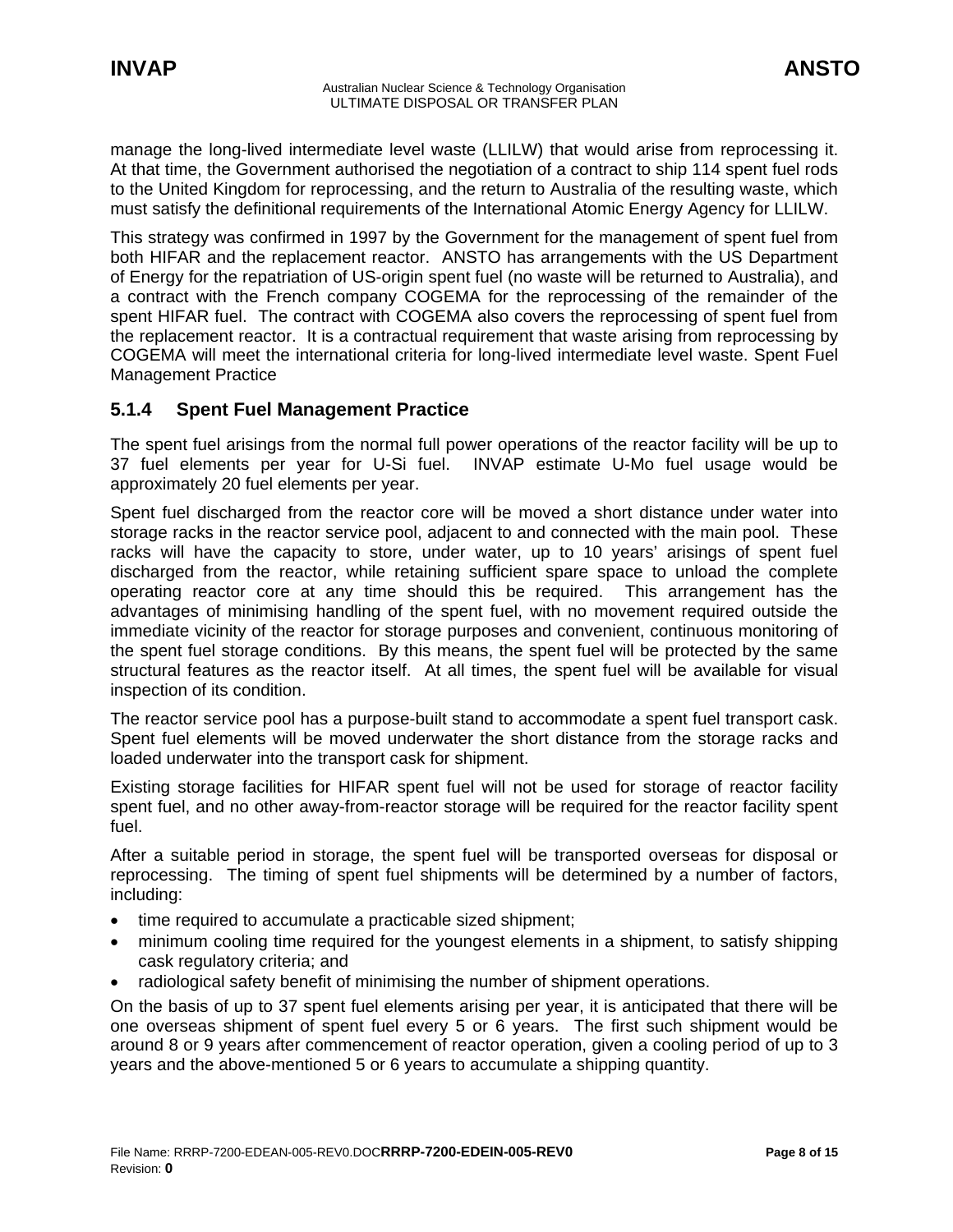manage the long-lived intermediate level waste (LLILW) that would arise from reprocessing it. At that time, the Government authorised the negotiation of a contract to ship 114 spent fuel rods to the United Kingdom for reprocessing, and the return to Australia of the resulting waste, which must satisfy the definitional requirements of the International Atomic Energy Agency for LLILW.

This strategy was confirmed in 1997 by the Government for the management of spent fuel from both HIFAR and the replacement reactor. ANSTO has arrangements with the US Department of Energy for the repatriation of US-origin spent fuel (no waste will be returned to Australia), and a contract with the French company COGEMA for the reprocessing of the remainder of the spent HIFAR fuel. The contract with COGEMA also covers the reprocessing of spent fuel from the replacement reactor. It is a contractual requirement that waste arising from reprocessing by COGEMA will meet the international criteria for long-lived intermediate level waste. Spent Fuel Management Practice

### 5.1.4 Spent Fuel Management Practice

The spent fuel arisings from the normal full power operations of the reactor facility will be up to 37 fuel elements per year for U-Si fuel. INVAP estimate U-Mo fuel usage would be approximately 20 fuel elements per year.

Spent fuel discharged from the reactor core will be moved a short distance under water into storage racks in the reactor service pool, adjacent to and connected with the main pool. These racks will have the capacity to store, under water, up to 10 years' arisings of spent fuel discharged from the reactor, while retaining sufficient spare space to unload the complete operating reactor core at any time should this be required. This arrangement has the advantages of minimising handling of the spent fuel, with no movement required outside the immediate vicinity of the reactor for storage purposes and convenient, continuous monitoring of the spent fuel storage conditions. By this means, the spent fuel will be protected by the same structural features as the reactor itself. At all times, the spent fuel will be available for visual inspection of its condition.

The reactor service pool has a purpose-built stand to accommodate a spent fuel transport cask. Spent fuel elements will be moved underwater the short distance from the storage racks and loaded underwater into the transport cask for shipment.

Existing storage facilities for HIFAR spent fuel will not be used for storage of reactor facility spent fuel, and no other away-from-reactor storage will be required for the reactor facility spent fuel.

After a suitable period in storage, the spent fuel will be transported overseas for disposal or reprocessing. The timing of spent fuel shipments will be determined by a number of factors, including:

- time required to accumulate a practicable sized shipment;
- minimum cooling time required for the youngest elements in a shipment, to satisfy shipping cask regulatory criteria; and
- radiological safety benefit of minimising the number of shipment operations.

On the basis of up to 37 spent fuel elements arising per year, it is anticipated that there will be one overseas shipment of spent fuel every 5 or 6 years. The first such shipment would be around 8 or 9 years after commencement of reactor operation, given a cooling period of up to 3 years and the above-mentioned 5 or 6 years to accumulate a shipping quantity.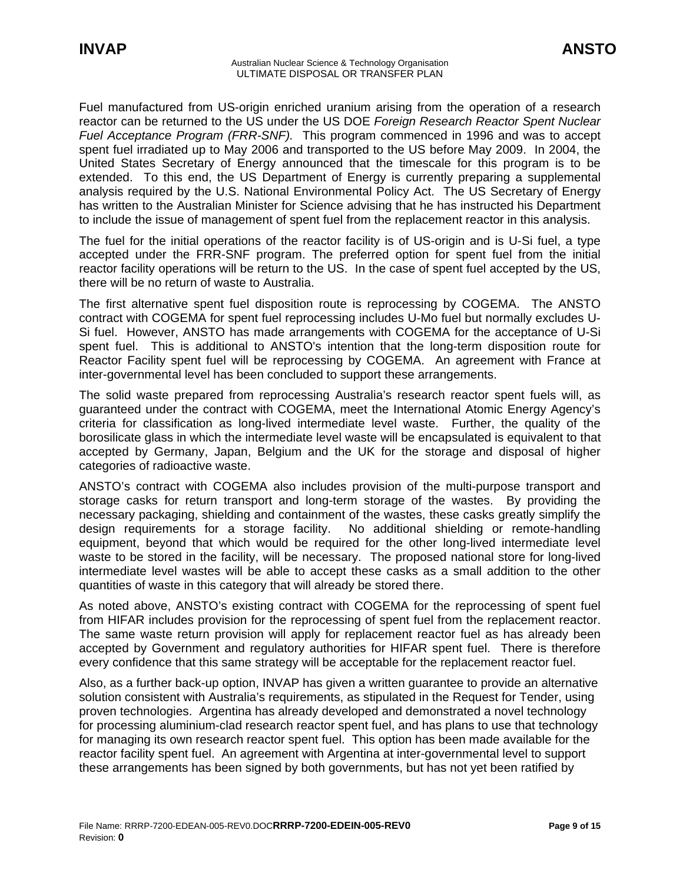Fuel manufactured from US-origin enriched uranium arising from the operation of a research reactor can be returned to the US under the US DOE *Foreign Research Reactor Spent Nuclear Fuel Acceptance Program (FRR-SNF).* This program commenced in 1996 and was to accept spent fuel irradiated up to May 2006 and transported to the US before May 2009. In 2004, the United States Secretary of Energy announced that the timescale for this program is to be extended. To this end, the US Department of Energy is currently preparing a supplemental analysis required by the U.S. National Environmental Policy Act. The US Secretary of Energy has written to the Australian Minister for Science advising that he has instructed his Department to include the issue of management of spent fuel from the replacement reactor in this analysis.

The fuel for the initial operations of the reactor facility is of US-origin and is U-Si fuel, a type accepted under the FRR-SNF program. The preferred option for spent fuel from the initial reactor facility operations will be return to the US. In the case of spent fuel accepted by the US, there will be no return of waste to Australia.

The first alternative spent fuel disposition route is reprocessing by COGEMA. The ANSTO contract with COGEMA for spent fuel reprocessing includes U-Mo fuel but normally excludes U-Si fuel. However, ANSTO has made arrangements with COGEMA for the acceptance of U-Si spent fuel. This is additional to ANSTO's intention that the long-term disposition route for Reactor Facility spent fuel will be reprocessing by COGEMA. An agreement with France at inter-governmental level has been concluded to support these arrangements.

The solid waste prepared from reprocessing Australia's research reactor spent fuels will, as guaranteed under the contract with COGEMA, meet the International Atomic Energy Agency's criteria for classification as long-lived intermediate level waste. Further, the quality of the borosilicate glass in which the intermediate level waste will be encapsulated is equivalent to that accepted by Germany, Japan, Belgium and the UK for the storage and disposal of higher categories of radioactive waste.

ANSTO's contract with COGEMA also includes provision of the multi-purpose transport and storage casks for return transport and long-term storage of the wastes. By providing the necessary packaging, shielding and containment of the wastes, these casks greatly simplify the design requirements for a storage facility. No additional shielding or remote-handling equipment, beyond that which would be required for the other long-lived intermediate level waste to be stored in the facility, will be necessary. The proposed national store for long-lived intermediate level wastes will be able to accept these casks as a small addition to the other quantities of waste in this category that will already be stored there.

As noted above, ANSTO's existing contract with COGEMA for the reprocessing of spent fuel from HIFAR includes provision for the reprocessing of spent fuel from the replacement reactor. The same waste return provision will apply for replacement reactor fuel as has already been accepted by Government and regulatory authorities for HIFAR spent fuel. There is therefore every confidence that this same strategy will be acceptable for the replacement reactor fuel.

Also, as a further back-up option, INVAP has given a written guarantee to provide an alternative solution consistent with Australia's requirements, as stipulated in the Request for Tender, using proven technologies. Argentina has already developed and demonstrated a novel technology for processing aluminium-clad research reactor spent fuel, and has plans to use that technology for managing its own research reactor spent fuel. This option has been made available for the reactor facility spent fuel. An agreement with Argentina at inter-governmental level to support these arrangements has been signed by both governments, but has not yet been ratified by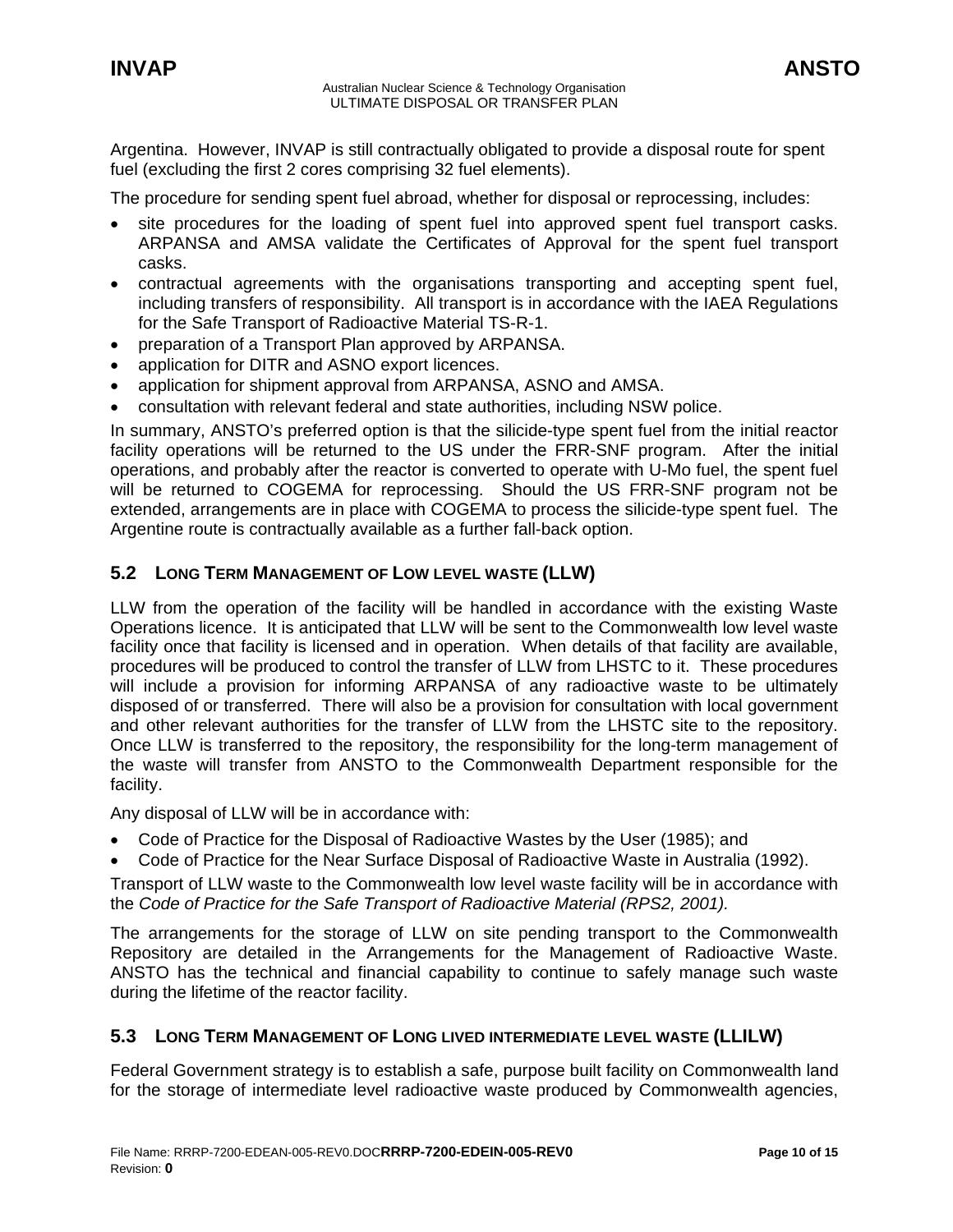Argentina. However, INVAP is still contractually obligated to provide a disposal route for spent fuel (excluding the first 2 cores comprising 32 fuel elements).

The procedure for sending spent fuel abroad, whether for disposal or reprocessing, includes:

- site procedures for the loading of spent fuel into approved spent fuel transport casks. ARPANSA and AMSA validate the Certificates of Approval for the spent fuel transport casks.
- contractual agreements with the organisations transporting and accepting spent fuel, including transfers of responsibility. All transport is in accordance with the IAEA Regulations for the Safe Transport of Radioactive Material TS-R-1.
- preparation of a Transport Plan approved by ARPANSA.
- application for DITR and ASNO export licences.
- application for shipment approval from ARPANSA, ASNO and AMSA.
- consultation with relevant federal and state authorities, including NSW police.

In summary, ANSTO's preferred option is that the silicide-type spent fuel from the initial reactor facility operations will be returned to the US under the FRR-SNF program. After the initial operations, and probably after the reactor is converted to operate with U-Mo fuel, the spent fuel will be returned to COGEMA for reprocessing. Should the US FRR-SNF program not be extended, arrangements are in place with COGEMA to process the silicide-type spent fuel. The Argentine route is contractually available as a further fall-back option.

## 5.2 Long Term Management of Low level waste (LLW)

LLW from the operation of the facility will be handled in accordance with the existing Waste Operations licence. It is anticipated that LLW will be sent to the Commonwealth low level waste facility once that facility is licensed and in operation. When details of that facility are available, procedures will be produced to control the transfer of LLW from LHSTC to it. These procedures will include a provision for informing ARPANSA of any radioactive waste to be ultimately disposed of or transferred. There will also be a provision for consultation with local government and other relevant authorities for the transfer of LLW from the LHSTC site to the repository. Once LLW is transferred to the repository, the responsibility for the long-term management of the waste will transfer from ANSTO to the Commonwealth Department responsible for the facility.

Any disposal of LLW will be in accordance with:

- Code of Practice for the Disposal of Radioactive Wastes by the User (1985); and
- Code of Practice for the Near Surface Disposal of Radioactive Waste in Australia (1992).

Transport of LLW waste to the Commonwealth low level waste facility will be in accordance with the *Code of Practice for the Safe Transport of Radioactive Material (RPS2, 2001).*

The arrangements for the storage of LLW on site pending transport to the Commonwealth Repository are detailed in the Arrangements for the Management of Radioactive Waste. ANSTO has the technical and financial capability to continue to safely manage such waste during the lifetime of the reactor facility.

## 5.3 Long Term Management of Long lived intermediate level waste (LLILW)

Federal Government strategy is to establish a safe, purpose built facility on Commonwealth land for the storage of intermediate level radioactive waste produced by Commonwealth agencies,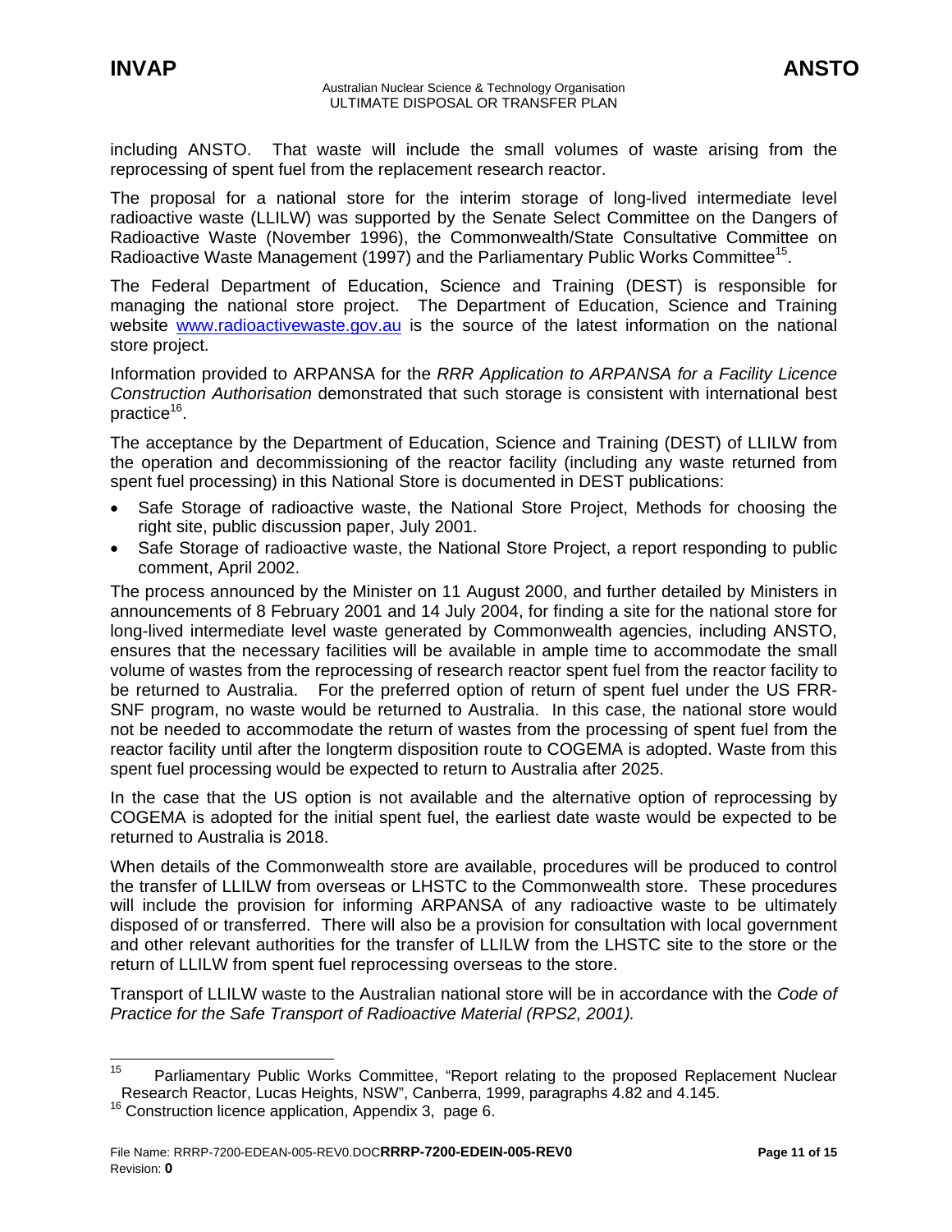including ANSTO. That waste will include the small volumes of waste arising from the reprocessing of spent fuel from the replacement research reactor.

The proposal for a national store for the interim storage of long-lived intermediate level radioactive waste (LLILW) was supported by the Senate Select Committee on the Dangers of Radioactive Waste (November 1996), the Commonwealth/State Consultative Committee on Radioactive Waste Management (1997) and the Parliamentary Public Works Committee[15].

The Federal Department of Education, Science and Training (DEST) is responsible for managing the national store project. The Department of Education, Science and Training website www.radioactivewaste.gov.au is the source of the latest information on the national store project.

Information provided to ARPANSA for the *RRR Application to ARPANSA for a Facility Licence Construction Authorisation* demonstrated that such storage is consistent with international best practice[16].

The acceptance by the Department of Education, Science and Training (DEST) of LLILW from the operation and decommissioning of the reactor facility (including any waste returned from spent fuel processing) in this National Store is documented in DEST publications:

- Safe Storage of radioactive waste, the National Store Project, Methods for choosing the right site, public discussion paper, July 2001.
- Safe Storage of radioactive waste, the National Store Project, a report responding to public comment, April 2002.

The process announced by the Minister on 11 August 2000, and further detailed by Ministers in announcements of 8 February 2001 and 14 July 2004, for finding a site for the national store for long-lived intermediate level waste generated by Commonwealth agencies, including ANSTO, ensures that the necessary facilities will be available in ample time to accommodate the small volume of wastes from the reprocessing of research reactor spent fuel from the reactor facility to be returned to Australia. For the preferred option of return of spent fuel under the US FRR-SNF program, no waste would be returned to Australia. In this case, the national store would not be needed to accommodate the return of wastes from the processing of spent fuel from the reactor facility until after the longterm disposition route to COGEMA is adopted. Waste from this spent fuel processing would be expected to return to Australia after 2025.

In the case that the US option is not available and the alternative option of reprocessing by COGEMA is adopted for the initial spent fuel, the earliest date waste would be expected to be returned to Australia is 2018.

When details of the Commonwealth store are available, procedures will be produced to control the transfer of LLILW from overseas or LHSTC to the Commonwealth store. These procedures will include the provision for informing ARPANSA of any radioactive waste to be ultimately disposed of or transferred. There will also be a provision for consultation with local government and other relevant authorities for the transfer of LLILW from the LHSTC site to the store or the return of LLILW from spent fuel reprocessing overseas to the store.

Transport of LLILW waste to the Australian national store will be in accordance with the *Code of Practice for the Safe Transport of Radioactive Material (RPS2, 2001).*

---

[15] Parliamentary Public Works Committee, "Report relating to the proposed Replacement Nuclear Research Reactor, Lucas Heights, NSW", Canberra, 1999, paragraphs 4.82 and 4.145.

[16] Construction licence application, Appendix 3, page 6.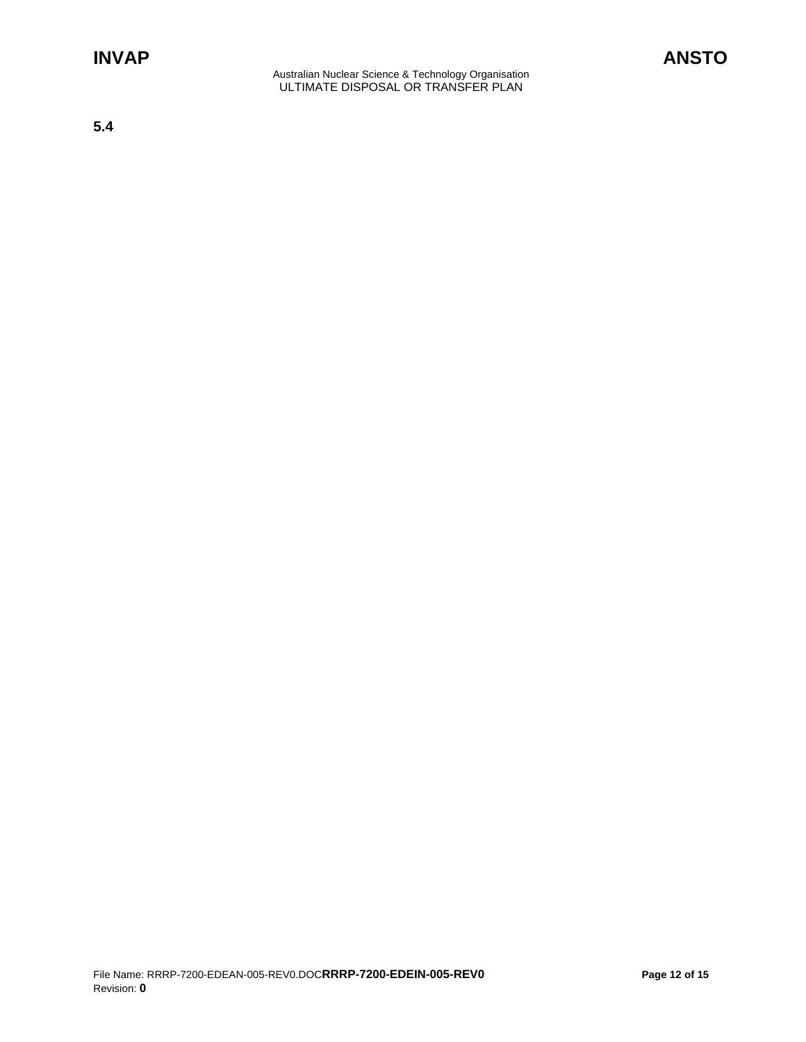**5.4**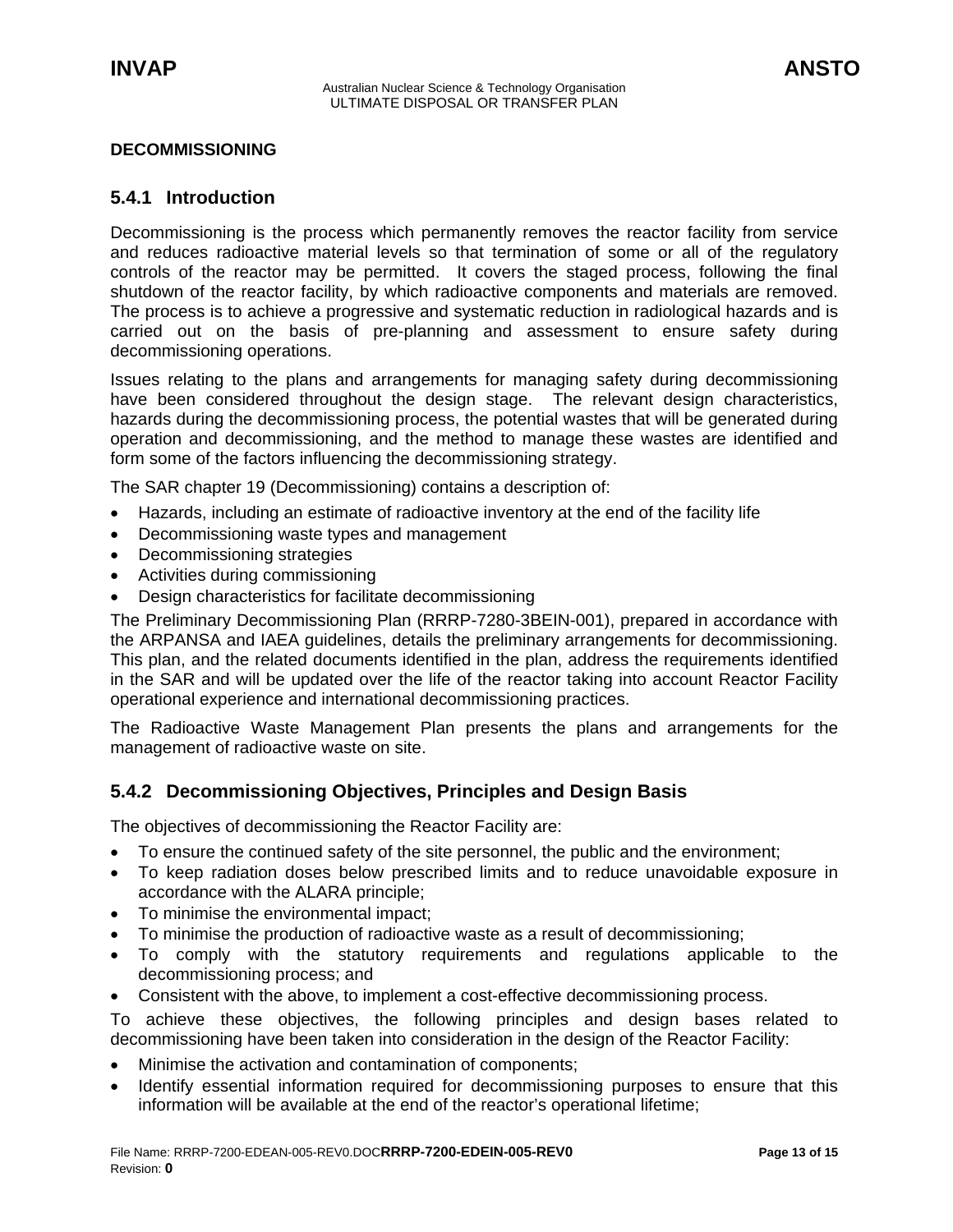**DECOMMISSIONING**

### 5.4.1 Introduction

Decommissioning is the process which permanently removes the reactor facility from service and reduces radioactive material levels so that termination of some or all of the regulatory controls of the reactor may be permitted. It covers the staged process, following the final shutdown of the reactor facility, by which radioactive components and materials are removed. The process is to achieve a progressive and systematic reduction in radiological hazards and is carried out on the basis of pre-planning and assessment to ensure safety during decommissioning operations.

Issues relating to the plans and arrangements for managing safety during decommissioning have been considered throughout the design stage. The relevant design characteristics, hazards during the decommissioning process, the potential wastes that will be generated during operation and decommissioning, and the method to manage these wastes are identified and form some of the factors influencing the decommissioning strategy.

The SAR chapter 19 (Decommissioning) contains a description of:

- Hazards, including an estimate of radioactive inventory at the end of the facility life
- Decommissioning waste types and management
- Decommissioning strategies
- Activities during commissioning
- Design characteristics for facilitate decommissioning

The Preliminary Decommissioning Plan (RRRP-7280-3BEIN-001), prepared in accordance with the ARPANSA and IAEA guidelines, details the preliminary arrangements for decommissioning. This plan, and the related documents identified in the plan, address the requirements identified in the SAR and will be updated over the life of the reactor taking into account Reactor Facility operational experience and international decommissioning practices.

The Radioactive Waste Management Plan presents the plans and arrangements for the management of radioactive waste on site.

### 5.4.2 Decommissioning Objectives, Principles and Design Basis

The objectives of decommissioning the Reactor Facility are:

- To ensure the continued safety of the site personnel, the public and the environment;
- To keep radiation doses below prescribed limits and to reduce unavoidable exposure in accordance with the ALARA principle;
- To minimise the environmental impact;
- To minimise the production of radioactive waste as a result of decommissioning;
- To comply with the statutory requirements and regulations applicable to the decommissioning process; and
- Consistent with the above, to implement a cost-effective decommissioning process.

To achieve these objectives, the following principles and design bases related to decommissioning have been taken into consideration in the design of the Reactor Facility:

- Minimise the activation and contamination of components;
- Identify essential information required for decommissioning purposes to ensure that this information will be available at the end of the reactor's operational lifetime;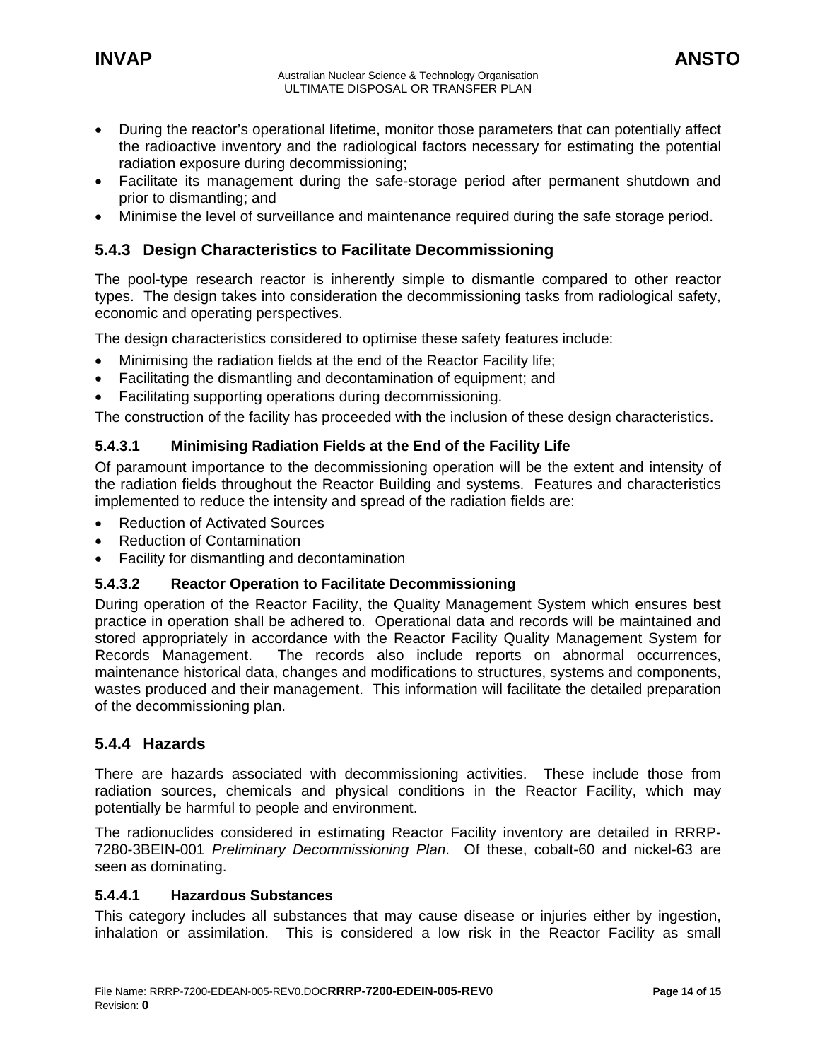- During the reactor's operational lifetime, monitor those parameters that can potentially affect the radioactive inventory and the radiological factors necessary for estimating the potential radiation exposure during decommissioning;
- Facilitate its management during the safe-storage period after permanent shutdown and prior to dismantling; and
- Minimise the level of surveillance and maintenance required during the safe storage period.

### 5.4.3 Design Characteristics to Facilitate Decommissioning

The pool-type research reactor is inherently simple to dismantle compared to other reactor types. The design takes into consideration the decommissioning tasks from radiological safety, economic and operating perspectives.

The design characteristics considered to optimise these safety features include:

- Minimising the radiation fields at the end of the Reactor Facility life;
- Facilitating the dismantling and decontamination of equipment; and
- Facilitating supporting operations during decommissioning.

The construction of the facility has proceeded with the inclusion of these design characteristics.

#### 5.4.3.1 Minimising Radiation Fields at the End of the Facility Life

Of paramount importance to the decommissioning operation will be the extent and intensity of the radiation fields throughout the Reactor Building and systems. Features and characteristics implemented to reduce the intensity and spread of the radiation fields are:

- Reduction of Activated Sources
- Reduction of Contamination
- Facility for dismantling and decontamination

#### 5.4.3.2 Reactor Operation to Facilitate Decommissioning

During operation of the Reactor Facility, the Quality Management System which ensures best practice in operation shall be adhered to. Operational data and records will be maintained and stored appropriately in accordance with the Reactor Facility Quality Management System for Records Management. The records also include reports on abnormal occurrences, maintenance historical data, changes and modifications to structures, systems and components, wastes produced and their management. This information will facilitate the detailed preparation of the decommissioning plan.

### 5.4.4 Hazards

There are hazards associated with decommissioning activities. These include those from radiation sources, chemicals and physical conditions in the Reactor Facility, which may potentially be harmful to people and environment.

The radionuclides considered in estimating Reactor Facility inventory are detailed in RRRP-7280-3BEIN-001 *Preliminary Decommissioning Plan*. Of these, cobalt-60 and nickel-63 are seen as dominating.

#### 5.4.4.1 Hazardous Substances

This category includes all substances that may cause disease or injuries either by ingestion, inhalation or assimilation. This is considered a low risk in the Reactor Facility as small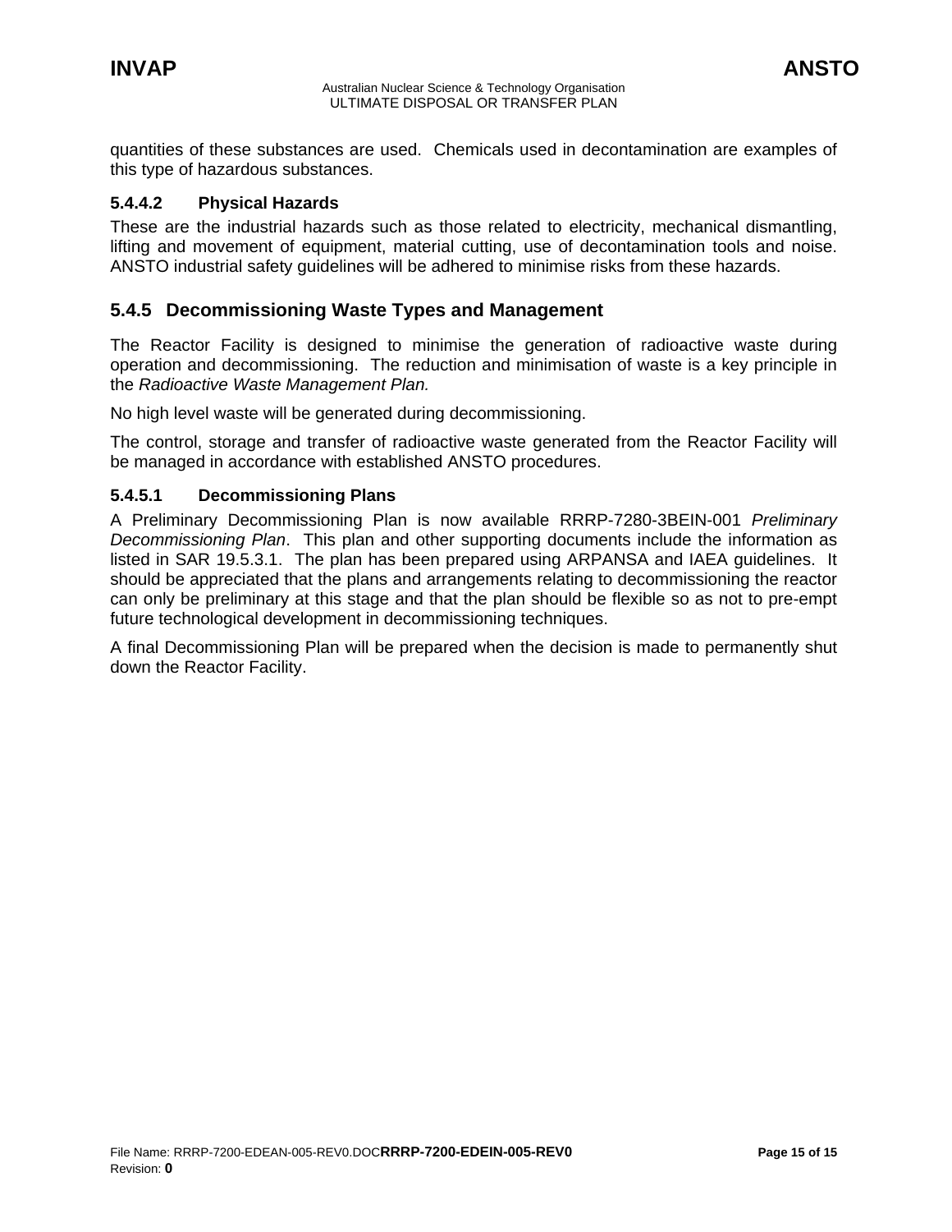quantities of these substances are used. Chemicals used in decontamination are examples of this type of hazardous substances.

#### 5.4.4.2 Physical Hazards

These are the industrial hazards such as those related to electricity, mechanical dismantling, lifting and movement of equipment, material cutting, use of decontamination tools and noise. ANSTO industrial safety guidelines will be adhered to minimise risks from these hazards.

### 5.4.5 Decommissioning Waste Types and Management

The Reactor Facility is designed to minimise the generation of radioactive waste during operation and decommissioning. The reduction and minimisation of waste is a key principle in the *Radioactive Waste Management Plan.*

No high level waste will be generated during decommissioning.

The control, storage and transfer of radioactive waste generated from the Reactor Facility will be managed in accordance with established ANSTO procedures.

#### 5.4.5.1 Decommissioning Plans

A Preliminary Decommissioning Plan is now available RRRP-7280-3BEIN-001 *Preliminary Decommissioning Plan*. This plan and other supporting documents include the information as listed in SAR 19.5.3.1. The plan has been prepared using ARPANSA and IAEA guidelines. It should be appreciated that the plans and arrangements relating to decommissioning the reactor can only be preliminary at this stage and that the plan should be flexible so as not to pre-empt future technological development in decommissioning techniques.

A final Decommissioning Plan will be prepared when the decision is made to permanently shut down the Reactor Facility.